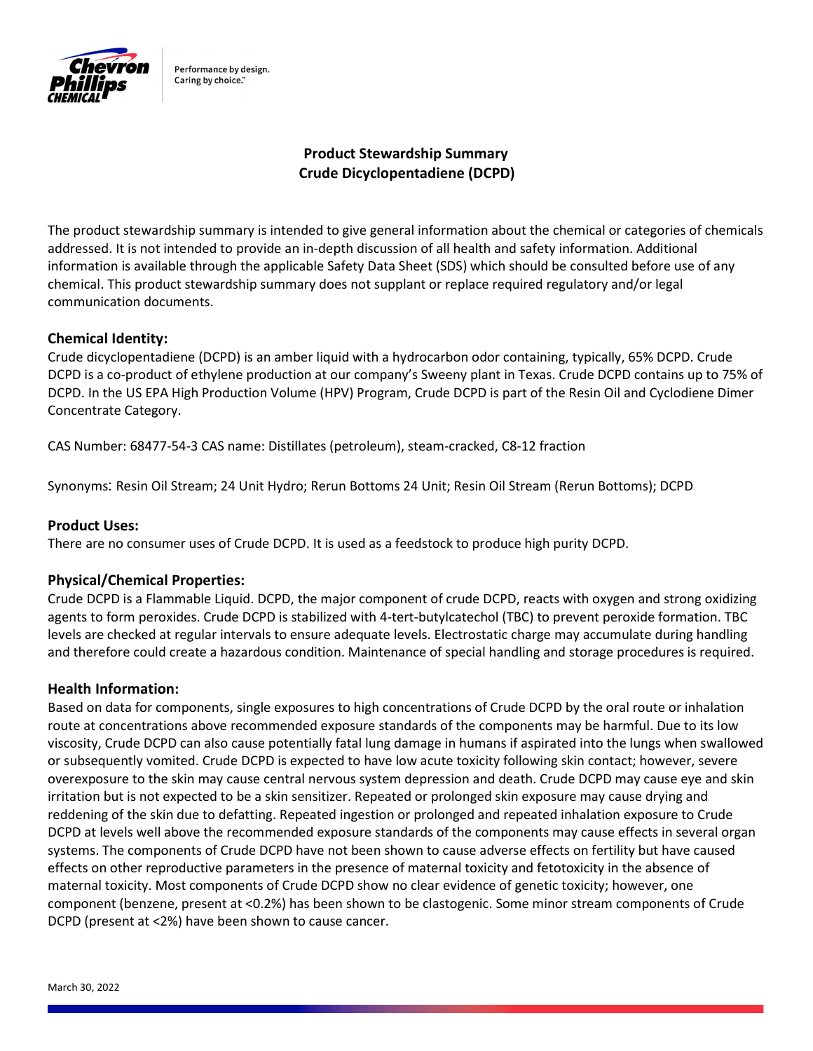# Product Stewardship Summary
# Crude Dicyclopentadiene (DCPD)

The product stewardship summary is intended to give general information about the chemical or categories of chemicals addressed. It is not intended to provide an in-depth discussion of all health and safety information. Additional information is available through the applicable Safety Data Sheet (SDS) which should be consulted before use of any chemical. This product stewardship summary does not supplant or replace required regulatory and/or legal communication documents.

## Chemical Identity:

Crude dicyclopentadiene (DCPD) is an amber liquid with a hydrocarbon odor containing, typically, 65% DCPD. Crude DCPD is a co-product of ethylene production at our company's Sweeny plant in Texas. Crude DCPD contains up to 75% of DCPD. In the US EPA High Production Volume (HPV) Program, Crude DCPD is part of the Resin Oil and Cyclodiene Dimer Concentrate Category.

CAS Number: 68477-54-3 CAS name: Distillates (petroleum), steam-cracked, C8-12 fraction

Synonyms: Resin Oil Stream; 24 Unit Hydro; Rerun Bottoms 24 Unit; Resin Oil Stream (Rerun Bottoms); DCPD

## Product Uses:

There are no consumer uses of Crude DCPD. It is used as a feedstock to produce high purity DCPD.

## Physical/Chemical Properties:

Crude DCPD is a Flammable Liquid. DCPD, the major component of crude DCPD, reacts with oxygen and strong oxidizing agents to form peroxides. Crude DCPD is stabilized with 4-tert-butylcatechol (TBC) to prevent peroxide formation. TBC levels are checked at regular intervals to ensure adequate levels. Electrostatic charge may accumulate during handling and therefore could create a hazardous condition. Maintenance of special handling and storage procedures is required.

## Health Information:

Based on data for components, single exposures to high concentrations of Crude DCPD by the oral route or inhalation route at concentrations above recommended exposure standards of the components may be harmful. Due to its low viscosity, Crude DCPD can also cause potentially fatal lung damage in humans if aspirated into the lungs when swallowed or subsequently vomited. Crude DCPD is expected to have low acute toxicity following skin contact; however, severe overexposure to the skin may cause central nervous system depression and death. Crude DCPD may cause eye and skin irritation but is not expected to be a skin sensitizer. Repeated or prolonged skin exposure may cause drying and reddening of the skin due to defatting. Repeated ingestion or prolonged and repeated inhalation exposure to Crude DCPD at levels well above the recommended exposure standards of the components may cause effects in several organ systems. The components of Crude DCPD have not been shown to cause adverse effects on fertility but have caused effects on other reproductive parameters in the presence of maternal toxicity and fetotoxicity in the absence of maternal toxicity. Most components of Crude DCPD show no clear evidence of genetic toxicity; however, one component (benzene, present at <0.2%) has been shown to be clastogenic. Some minor stream components of Crude DCPD (present at <2%) have been shown to cause cancer.

March 30, 2022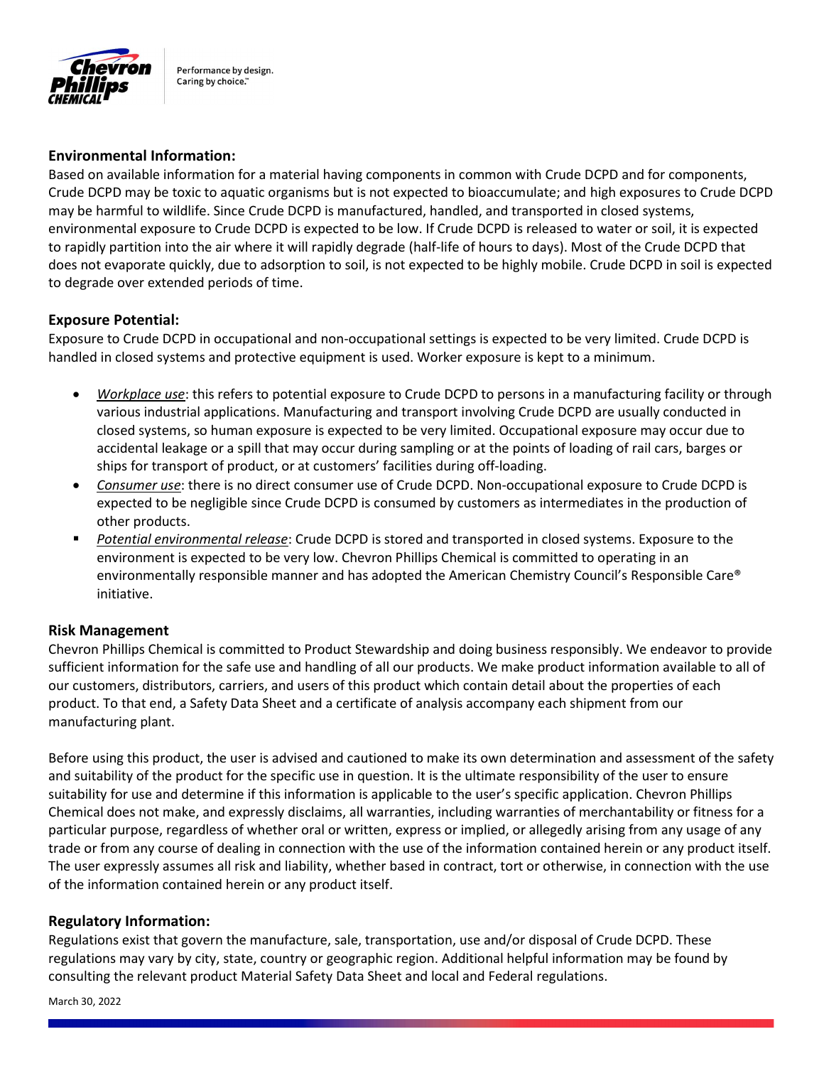## Environmental Information:

Based on available information for a material having components in common with Crude DCPD and for components, Crude DCPD may be toxic to aquatic organisms but is not expected to bioaccumulate; and high exposures to Crude DCPD may be harmful to wildlife. Since Crude DCPD is manufactured, handled, and transported in closed systems, environmental exposure to Crude DCPD is expected to be low. If Crude DCPD is released to water or soil, it is expected to rapidly partition into the air where it will rapidly degrade (half-life of hours to days). Most of the Crude DCPD that does not evaporate quickly, due to adsorption to soil, is not expected to be highly mobile. Crude DCPD in soil is expected to degrade over extended periods of time.

## Exposure Potential:

Exposure to Crude DCPD in occupational and non-occupational settings is expected to be very limited. Crude DCPD is handled in closed systems and protective equipment is used. Worker exposure is kept to a minimum.

- *Workplace use*: this refers to potential exposure to Crude DCPD to persons in a manufacturing facility or through various industrial applications. Manufacturing and transport involving Crude DCPD are usually conducted in closed systems, so human exposure is expected to be very limited. Occupational exposure may occur due to accidental leakage or a spill that may occur during sampling or at the points of loading of rail cars, barges or ships for transport of product, or at customers' facilities during off-loading.
- *Consumer use*: there is no direct consumer use of Crude DCPD. Non-occupational exposure to Crude DCPD is expected to be negligible since Crude DCPD is consumed by customers as intermediates in the production of other products.
- *Potential environmental release*: Crude DCPD is stored and transported in closed systems. Exposure to the environment is expected to be very low. Chevron Phillips Chemical is committed to operating in an environmentally responsible manner and has adopted the American Chemistry Council's Responsible Care® initiative.

## Risk Management

Chevron Phillips Chemical is committed to Product Stewardship and doing business responsibly. We endeavor to provide sufficient information for the safe use and handling of all our products. We make product information available to all of our customers, distributors, carriers, and users of this product which contain detail about the properties of each product. To that end, a Safety Data Sheet and a certificate of analysis accompany each shipment from our manufacturing plant.

Before using this product, the user is advised and cautioned to make its own determination and assessment of the safety and suitability of the product for the specific use in question. It is the ultimate responsibility of the user to ensure suitability for use and determine if this information is applicable to the user's specific application. Chevron Phillips Chemical does not make, and expressly disclaims, all warranties, including warranties of merchantability or fitness for a particular purpose, regardless of whether oral or written, express or implied, or allegedly arising from any usage of any trade or from any course of dealing in connection with the use of the information contained herein or any product itself. The user expressly assumes all risk and liability, whether based in contract, tort or otherwise, in connection with the use of the information contained herein or any product itself.

## Regulatory Information:

Regulations exist that govern the manufacture, sale, transportation, use and/or disposal of Crude DCPD. These regulations may vary by city, state, country or geographic region. Additional helpful information may be found by consulting the relevant product Material Safety Data Sheet and local and Federal regulations.

March 30, 2022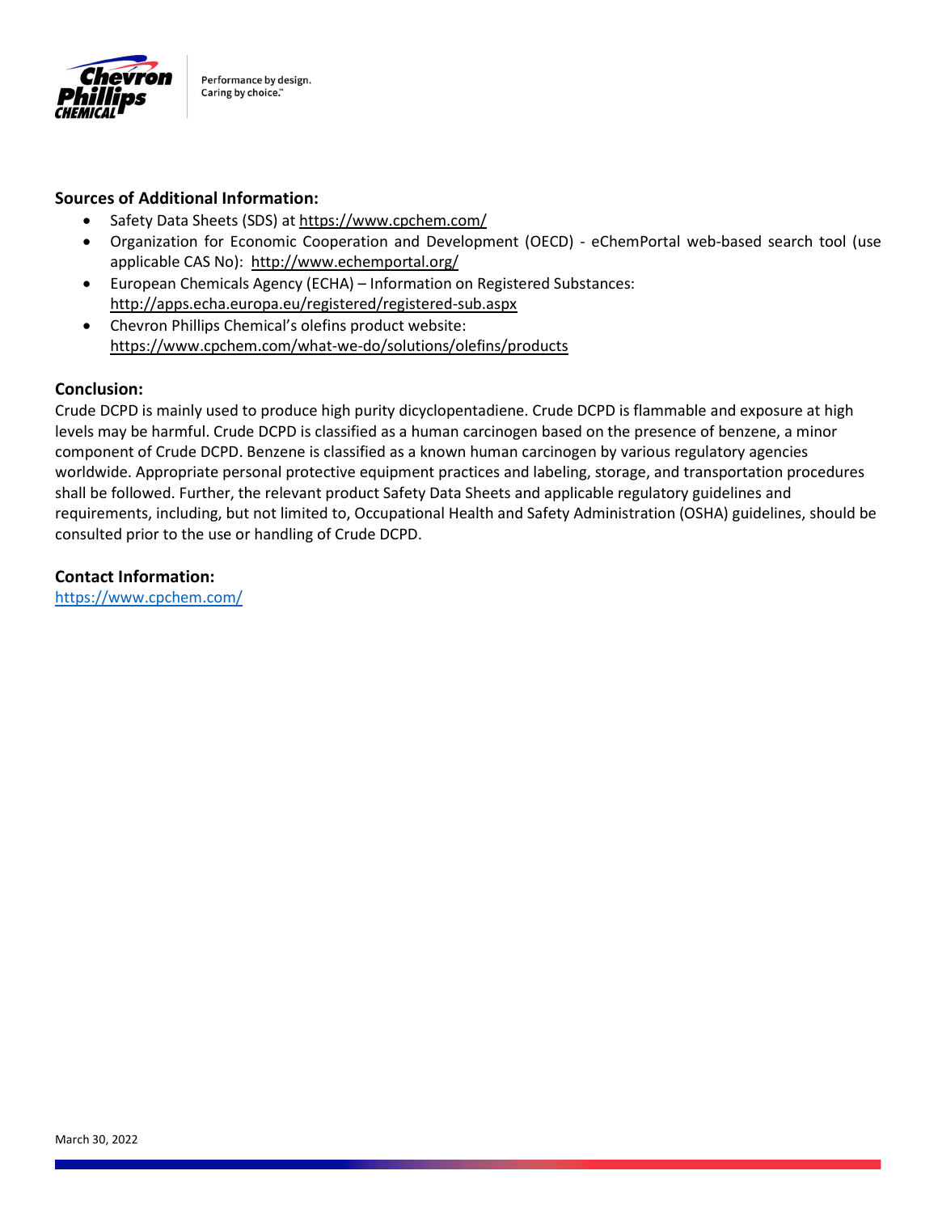## Sources of Additional Information:

- Safety Data Sheets (SDS) at https://www.cpchem.com/
- Organization for Economic Cooperation and Development (OECD) - eChemPortal web-based search tool (use applicable CAS No): http://www.echemportal.org/
- European Chemicals Agency (ECHA) – Information on Registered Substances: http://apps.echa.europa.eu/registered/registered-sub.aspx
- Chevron Phillips Chemical's olefins product website: https://www.cpchem.com/what-we-do/solutions/olefins/products

## Conclusion:

Crude DCPD is mainly used to produce high purity dicyclopentadiene. Crude DCPD is flammable and exposure at high levels may be harmful. Crude DCPD is classified as a human carcinogen based on the presence of benzene, a minor component of Crude DCPD. Benzene is classified as a known human carcinogen by various regulatory agencies worldwide. Appropriate personal protective equipment practices and labeling, storage, and transportation procedures shall be followed. Further, the relevant product Safety Data Sheets and applicable regulatory guidelines and requirements, including, but not limited to, Occupational Health and Safety Administration (OSHA) guidelines, should be consulted prior to the use or handling of Crude DCPD.

## Contact Information:

https://www.cpchem.com/

March 30, 2022